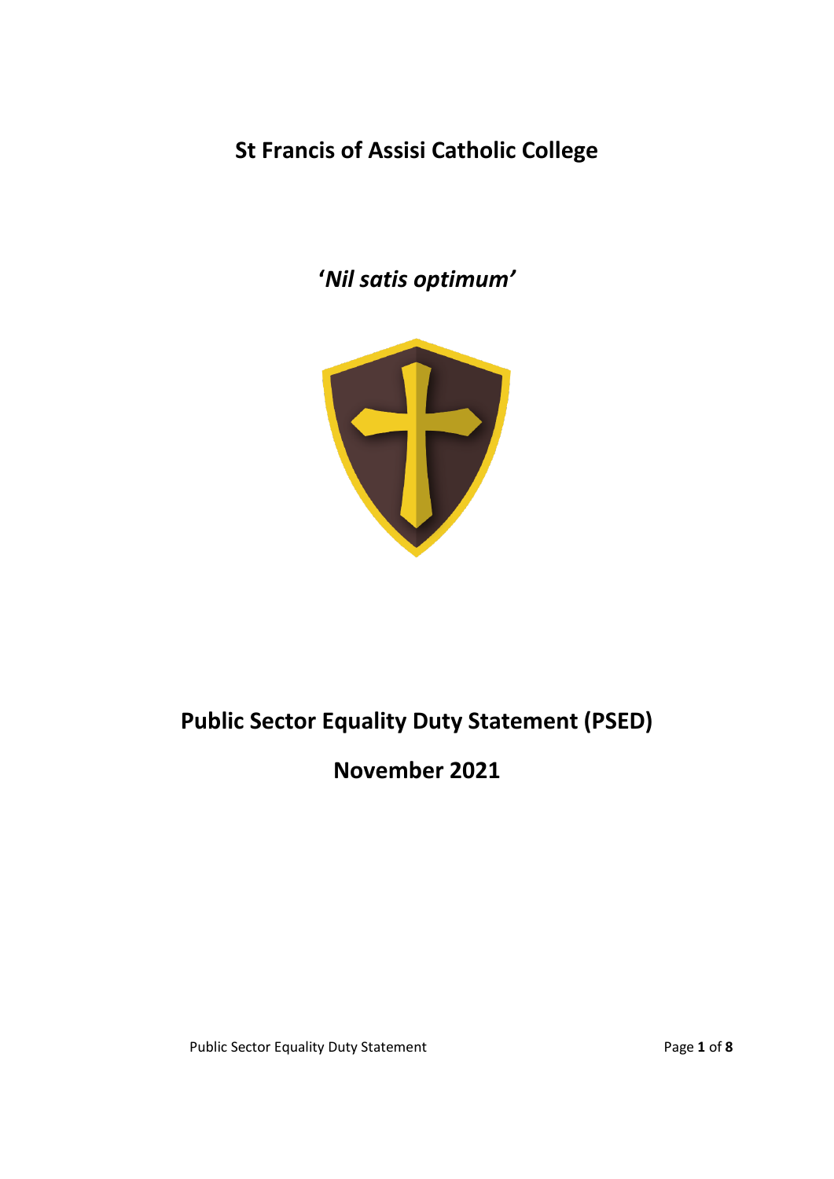# St Francis of Assisi Catholic College

## *'Nil satis optimum'*

# Public Sector Equality Duty Statement (PSED)

## November 2021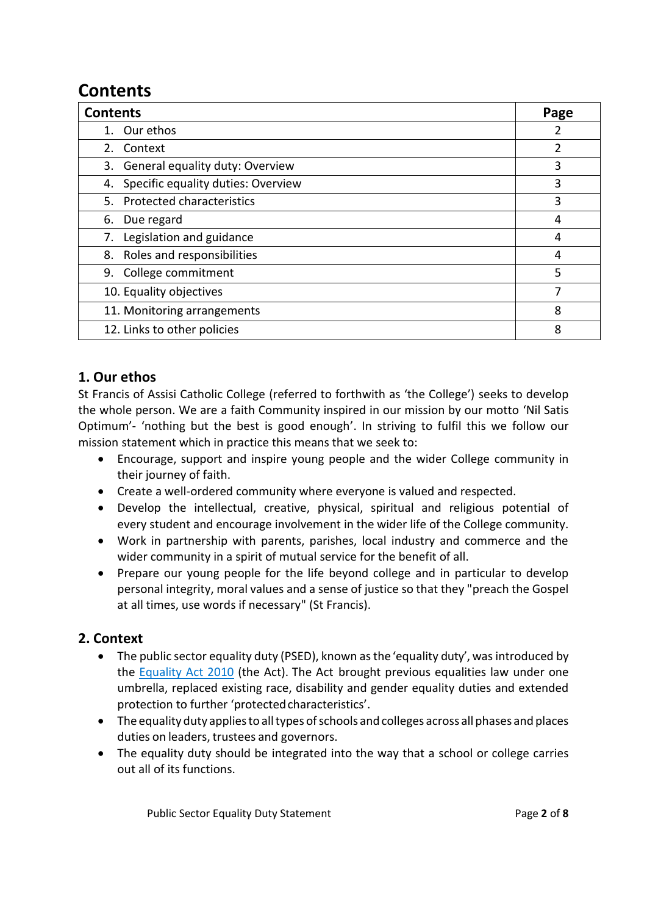# Contents

| Contents | Page |
|---|---|
| 1. Our ethos | 2 |
| 2. Context | 2 |
| 3. General equality duty: Overview | 3 |
| 4. Specific equality duties: Overview | 3 |
| 5. Protected characteristics | 3 |
| 6. Due regard | 4 |
| 7. Legislation and guidance | 4 |
| 8. Roles and responsibilities | 4 |
| 9. College commitment | 5 |
| 10. Equality objectives | 7 |
| 11. Monitoring arrangements | 8 |
| 12. Links to other policies | 8 |

## 1. Our ethos

St Francis of Assisi Catholic College (referred to forthwith as 'the College') seeks to develop the whole person. We are a faith Community inspired in our mission by our motto 'Nil Satis Optimum'- 'nothing but the best is good enough'. In striving to fulfil this we follow our mission statement which in practice this means that we seek to:

- Encourage, support and inspire young people and the wider College community in their journey of faith.
- Create a well-ordered community where everyone is valued and respected.
- Develop the intellectual, creative, physical, spiritual and religious potential of every student and encourage involvement in the wider life of the College community.
- Work in partnership with parents, parishes, local industry and commerce and the wider community in a spirit of mutual service for the benefit of all.
- Prepare our young people for the life beyond college and in particular to develop personal integrity, moral values and a sense of justice so that they "preach the Gospel at all times, use words if necessary" (St Francis).

## 2. Context

- The public sector equality duty (PSED), known as the 'equality duty', was introduced by the Equality Act 2010 (the Act). The Act brought previous equalities law under one umbrella, replaced existing race, disability and gender equality duties and extended protection to further 'protected characteristics'.
- The equality duty applies to all types of schools and colleges across all phases and places duties on leaders, trustees and governors.
- The equality duty should be integrated into the way that a school or college carries out all of its functions.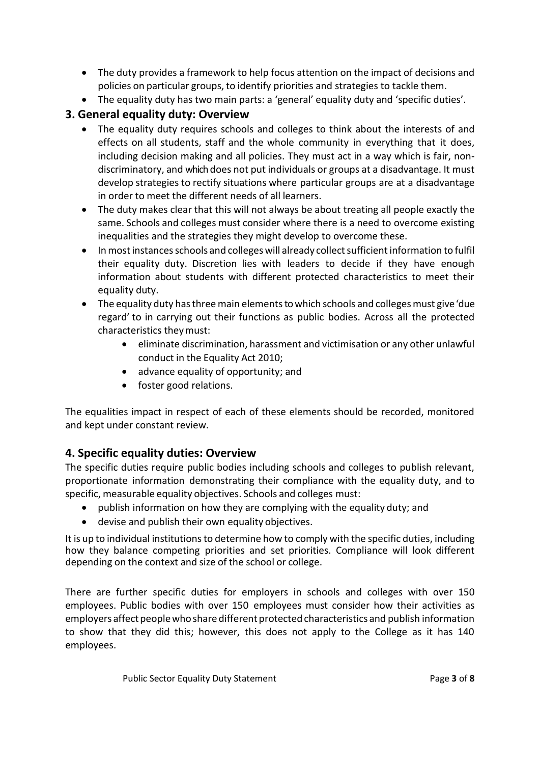- The duty provides a framework to help focus attention on the impact of decisions and policies on particular groups, to identify priorities and strategies to tackle them.
- The equality duty has two main parts: a 'general' equality duty and 'specific duties'.

## 3. General equality duty: Overview

- The equality duty requires schools and colleges to think about the interests of and effects on all students, staff and the whole community in everything that it does, including decision making and all policies. They must act in a way which is fair, non-discriminatory, and which does not put individuals or groups at a disadvantage. It must develop strategies to rectify situations where particular groups are at a disadvantage in order to meet the different needs of all learners.
- The duty makes clear that this will not always be about treating all people exactly the same. Schools and colleges must consider where there is a need to overcome existing inequalities and the strategies they might develop to overcome these.
- In most instances schools and colleges will already collect sufficient information to fulfil their equality duty. Discretion lies with leaders to decide if they have enough information about students with different protected characteristics to meet their equality duty.
- The equality duty has three main elements to which schools and colleges must give 'due regard' to in carrying out their functions as public bodies. Across all the protected characteristics they must:
    - eliminate discrimination, harassment and victimisation or any other unlawful conduct in the Equality Act 2010;
    - advance equality of opportunity; and
    - foster good relations.

The equalities impact in respect of each of these elements should be recorded, monitored and kept under constant review.

## 4. Specific equality duties: Overview

The specific duties require public bodies including schools and colleges to publish relevant, proportionate information demonstrating their compliance with the equality duty, and to specific, measurable equality objectives. Schools and colleges must:

- publish information on how they are complying with the equality duty; and
- devise and publish their own equality objectives.

It is up to individual institutions to determine how to comply with the specific duties, including how they balance competing priorities and set priorities. Compliance will look different depending on the context and size of the school or college.

There are further specific duties for employers in schools and colleges with over 150 employees. Public bodies with over 150 employees must consider how their activities as employers affect people who share different protected characteristics and publish information to show that they did this; however, this does not apply to the College as it has 140 employees.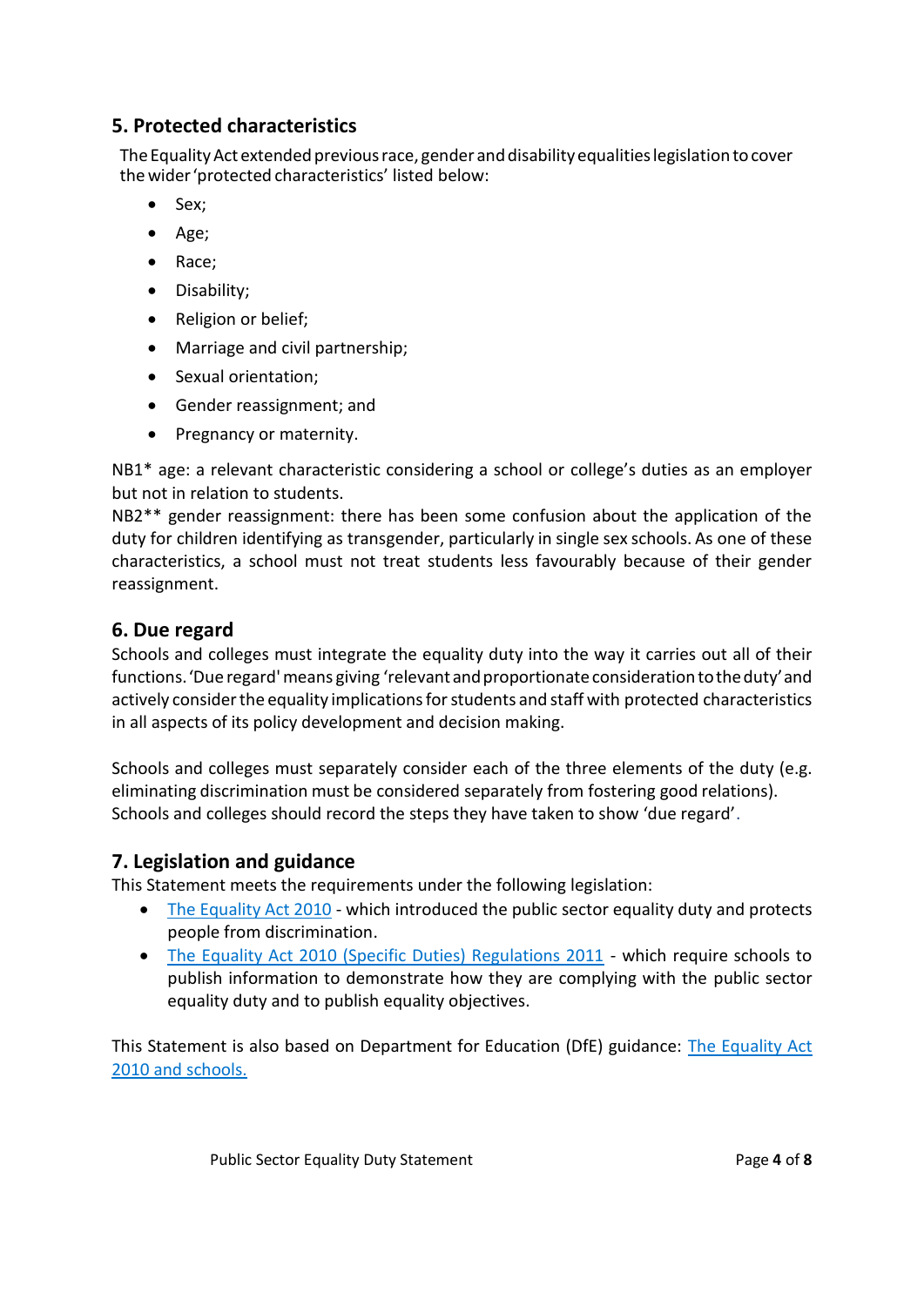## 5. Protected characteristics

The Equality Act extended previous race, gender and disability equalities legislation to cover the wider 'protected characteristics' listed below:

- Sex;
- Age;
- Race;
- Disability;
- Religion or belief;
- Marriage and civil partnership;
- Sexual orientation;
- Gender reassignment; and
- Pregnancy or maternity.

NB1* age: a relevant characteristic considering a school or college's duties as an employer but not in relation to students.
NB2** gender reassignment: there has been some confusion about the application of the duty for children identifying as transgender, particularly in single sex schools. As one of these characteristics, a school must not treat students less favourably because of their gender reassignment.

## 6. Due regard

Schools and colleges must integrate the equality duty into the way it carries out all of their functions. 'Due regard' means giving 'relevant and proportionate consideration to the duty' and actively consider the equality implications for students and staff with protected characteristics in all aspects of its policy development and decision making.

Schools and colleges must separately consider each of the three elements of the duty (e.g. eliminating discrimination must be considered separately from fostering good relations). Schools and colleges should record the steps they have taken to show 'due regard'.

## 7. Legislation and guidance

This Statement meets the requirements under the following legislation:

- The Equality Act 2010 - which introduced the public sector equality duty and protects people from discrimination.
- The Equality Act 2010 (Specific Duties) Regulations 2011 - which require schools to publish information to demonstrate how they are complying with the public sector equality duty and to publish equality objectives.

This Statement is also based on Department for Education (DfE) guidance: The Equality Act 2010 and schools.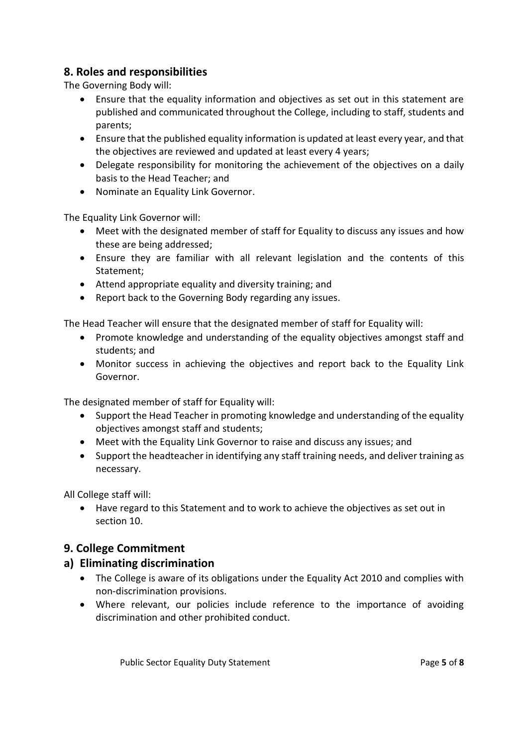## 8. Roles and responsibilities

The Governing Body will:

- Ensure that the equality information and objectives as set out in this statement are published and communicated throughout the College, including to staff, students and parents;
- Ensure that the published equality information is updated at least every year, and that the objectives are reviewed and updated at least every 4 years;
- Delegate responsibility for monitoring the achievement of the objectives on a daily basis to the Head Teacher; and
- Nominate an Equality Link Governor.

The Equality Link Governor will:

- Meet with the designated member of staff for Equality to discuss any issues and how these are being addressed;
- Ensure they are familiar with all relevant legislation and the contents of this Statement;
- Attend appropriate equality and diversity training; and
- Report back to the Governing Body regarding any issues.

The Head Teacher will ensure that the designated member of staff for Equality will:

- Promote knowledge and understanding of the equality objectives amongst staff and students; and
- Monitor success in achieving the objectives and report back to the Equality Link Governor.

The designated member of staff for Equality will:

- Support the Head Teacher in promoting knowledge and understanding of the equality objectives amongst staff and students;
- Meet with the Equality Link Governor to raise and discuss any issues; and
- Support the headteacher in identifying any staff training needs, and deliver training as necessary.

All College staff will:

- Have regard to this Statement and to work to achieve the objectives as set out in section 10.

## 9. College Commitment

### a) Eliminating discrimination

- The College is aware of its obligations under the Equality Act 2010 and complies with non-discrimination provisions.
- Where relevant, our policies include reference to the importance of avoiding discrimination and other prohibited conduct.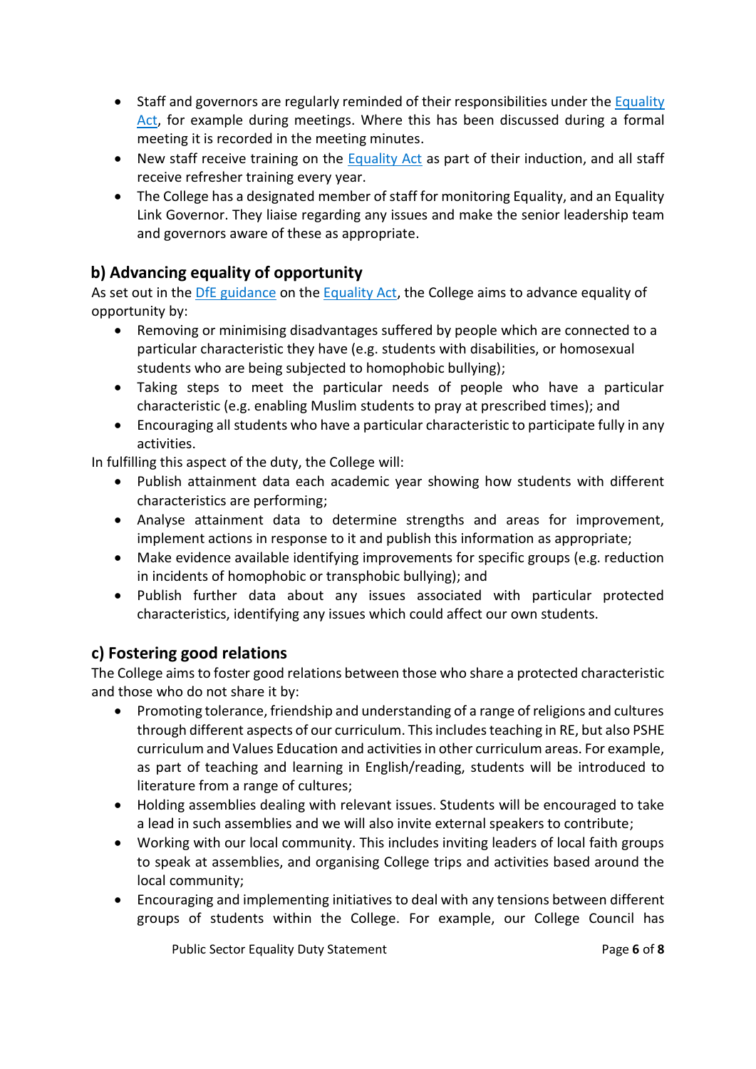- Staff and governors are regularly reminded of their responsibilities under the [Equality Act], for example during meetings. Where this has been discussed during a formal meeting it is recorded in the meeting minutes.
- New staff receive training on the [Equality Act] as part of their induction, and all staff receive refresher training every year.
- The College has a designated member of staff for monitoring Equality, and an Equality Link Governor. They liaise regarding any issues and make the senior leadership team and governors aware of these as appropriate.

## b) Advancing equality of opportunity

As set out in the [DfE guidance] on the [Equality Act], the College aims to advance equality of opportunity by:

- Removing or minimising disadvantages suffered by people which are connected to a particular characteristic they have (e.g. students with disabilities, or homosexual students who are being subjected to homophobic bullying);
- Taking steps to meet the particular needs of people who have a particular characteristic (e.g. enabling Muslim students to pray at prescribed times); and
- Encouraging all students who have a particular characteristic to participate fully in any activities.

In fulfilling this aspect of the duty, the College will:

- Publish attainment data each academic year showing how students with different characteristics are performing;
- Analyse attainment data to determine strengths and areas for improvement, implement actions in response to it and publish this information as appropriate;
- Make evidence available identifying improvements for specific groups (e.g. reduction in incidents of homophobic or transphobic bullying); and
- Publish further data about any issues associated with particular protected characteristics, identifying any issues which could affect our own students.

## c) Fostering good relations

The College aims to foster good relations between those who share a protected characteristic and those who do not share it by:

- Promoting tolerance, friendship and understanding of a range of religions and cultures through different aspects of our curriculum. This includes teaching in RE, but also PSHE curriculum and Values Education and activities in other curriculum areas. For example, as part of teaching and learning in English/reading, students will be introduced to literature from a range of cultures;
- Holding assemblies dealing with relevant issues. Students will be encouraged to take a lead in such assemblies and we will also invite external speakers to contribute;
- Working with our local community. This includes inviting leaders of local faith groups to speak at assemblies, and organising College trips and activities based around the local community;
- Encouraging and implementing initiatives to deal with any tensions between different groups of students within the College. For example, our College Council has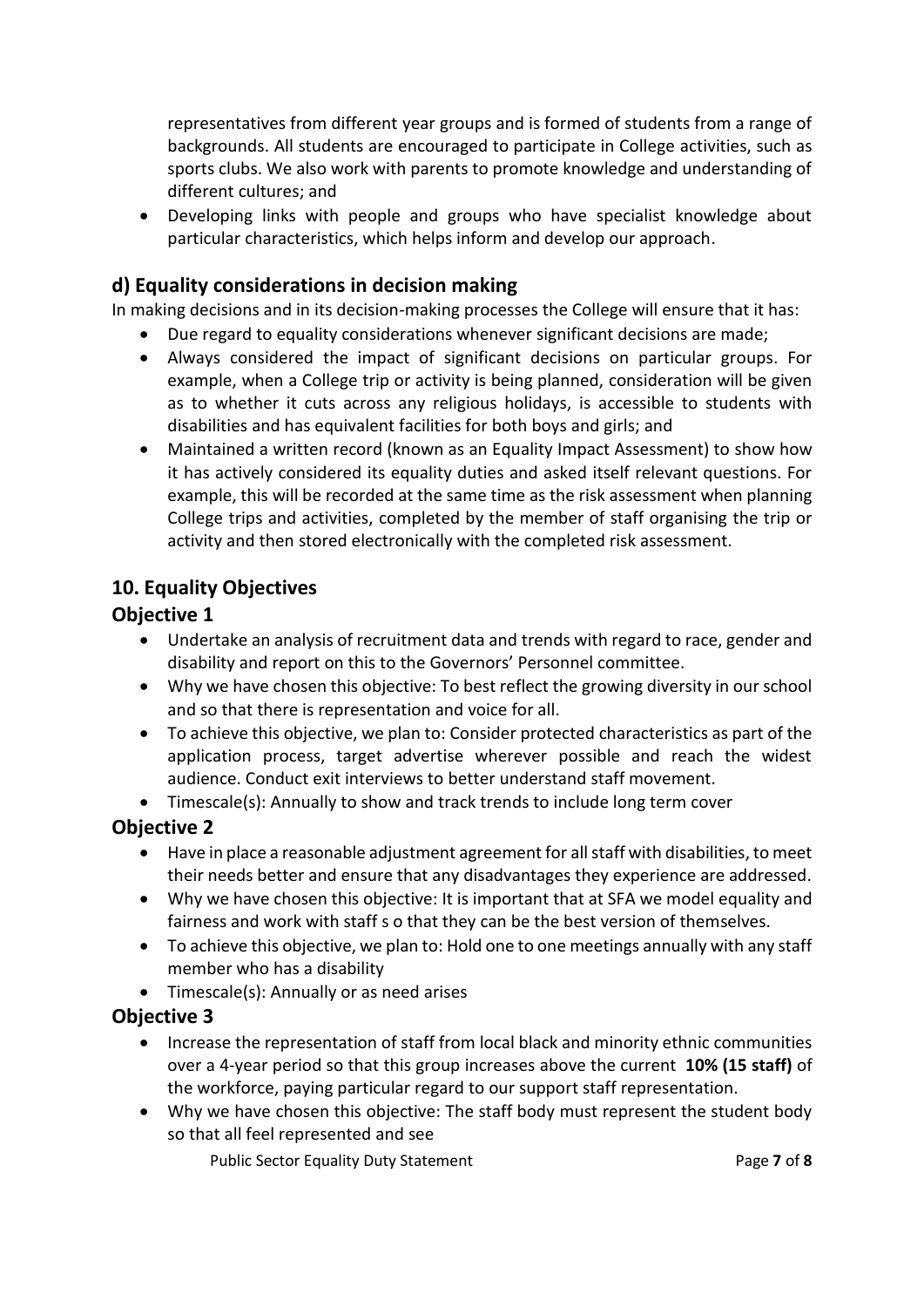representatives from different year groups and is formed of students from a range of backgrounds. All students are encouraged to participate in College activities, such as sports clubs. We also work with parents to promote knowledge and understanding of different cultures; and

- Developing links with people and groups who have specialist knowledge about particular characteristics, which helps inform and develop our approach.

## d) Equality considerations in decision making

In making decisions and in its decision-making processes the College will ensure that it has:

- Due regard to equality considerations whenever significant decisions are made;
- Always considered the impact of significant decisions on particular groups. For example, when a College trip or activity is being planned, consideration will be given as to whether it cuts across any religious holidays, is accessible to students with disabilities and has equivalent facilities for both boys and girls; and
- Maintained a written record (known as an Equality Impact Assessment) to show how it has actively considered its equality duties and asked itself relevant questions. For example, this will be recorded at the same time as the risk assessment when planning College trips and activities, completed by the member of staff organising the trip or activity and then stored electronically with the completed risk assessment.

## 10. Equality Objectives

### Objective 1

- Undertake an analysis of recruitment data and trends with regard to race, gender and disability and report on this to the Governors' Personnel committee.
- Why we have chosen this objective: To best reflect the growing diversity in our school and so that there is representation and voice for all.
- To achieve this objective, we plan to: Consider protected characteristics as part of the application process, target advertise wherever possible and reach the widest audience. Conduct exit interviews to better understand staff movement.
- Timescale(s): Annually to show and track trends to include long term cover

### Objective 2

- Have in place a reasonable adjustment agreement for all staff with disabilities, to meet their needs better and ensure that any disadvantages they experience are addressed.
- Why we have chosen this objective: It is important that at SFA we model equality and fairness and work with staff s o that they can be the best version of themselves.
- To achieve this objective, we plan to: Hold one to one meetings annually with any staff member who has a disability
- Timescale(s): Annually or as need arises

### Objective 3

- Increase the representation of staff from local black and minority ethnic communities over a 4-year period so that this group increases above the current **10% (15 staff)** of the workforce, paying particular regard to our support staff representation.
- Why we have chosen this objective: The staff body must represent the student body so that all feel represented and see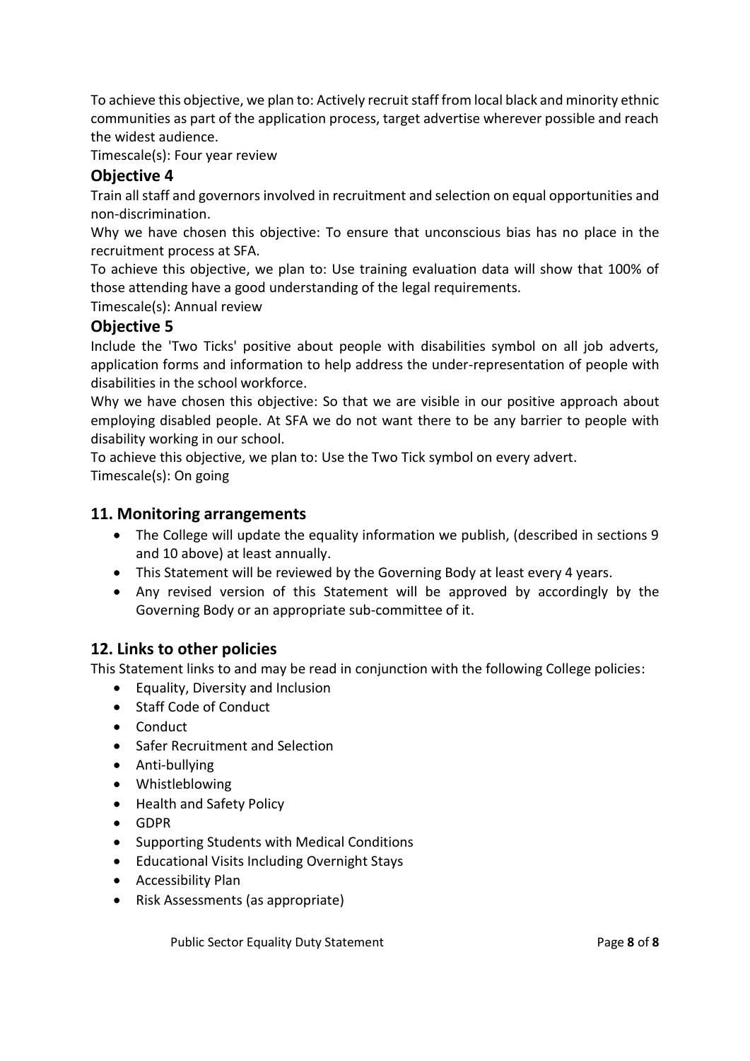To achieve this objective, we plan to: Actively recruit staff from local black and minority ethnic communities as part of the application process, target advertise wherever possible and reach the widest audience.

Timescale(s): Four year review

## Objective 4

Train all staff and governors involved in recruitment and selection on equal opportunities and non-discrimination.

Why we have chosen this objective: To ensure that unconscious bias has no place in the recruitment process at SFA.

To achieve this objective, we plan to: Use training evaluation data will show that 100% of those attending have a good understanding of the legal requirements.

Timescale(s): Annual review

## Objective 5

Include the 'Two Ticks' positive about people with disabilities symbol on all job adverts, application forms and information to help address the under-representation of people with disabilities in the school workforce.

Why we have chosen this objective: So that we are visible in our positive approach about employing disabled people. At SFA we do not want there to be any barrier to people with disability working in our school.

To achieve this objective, we plan to: Use the Two Tick symbol on every advert.

Timescale(s): On going

## 11. Monitoring arrangements

- The College will update the equality information we publish, (described in sections 9 and 10 above) at least annually.
- This Statement will be reviewed by the Governing Body at least every 4 years.
- Any revised version of this Statement will be approved by accordingly by the Governing Body or an appropriate sub-committee of it.

## 12. Links to other policies

This Statement links to and may be read in conjunction with the following College policies:

- Equality, Diversity and Inclusion
- Staff Code of Conduct
- Conduct
- Safer Recruitment and Selection
- Anti-bullying
- Whistleblowing
- Health and Safety Policy
- GDPR
- Supporting Students with Medical Conditions
- Educational Visits Including Overnight Stays
- Accessibility Plan
- Risk Assessments (as appropriate)